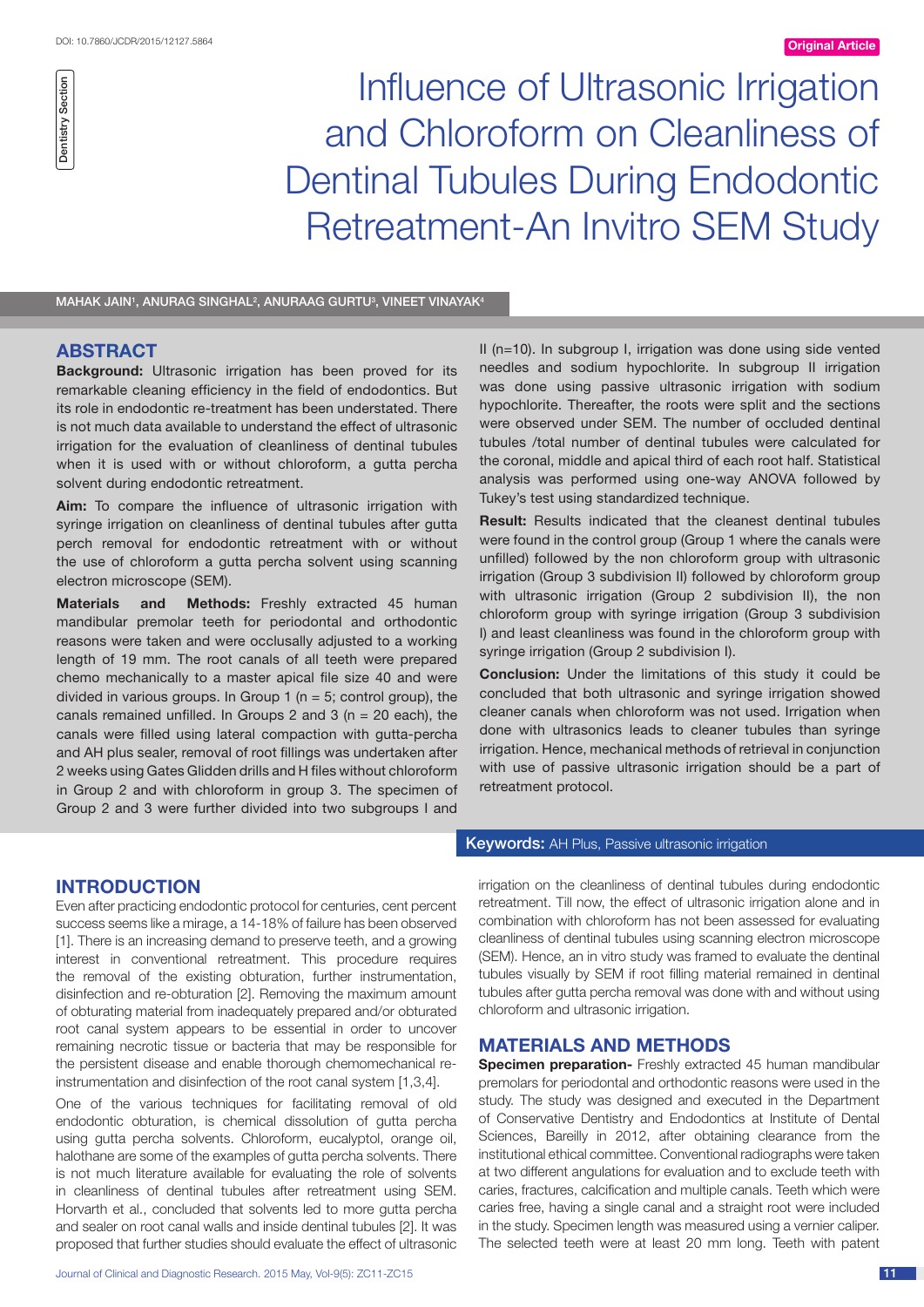Original Article

Dentistry Section

# Influence of Ultrasonic Irrigation and Chloroform on Cleanliness of Dentinal Tubules During Endodontic Retreatment-An Invitro SEM Study

MAHAK JAIN[1], ANURAG SINGHAL[2], ANURAAG GURTU[3], VINEET VINAYAK[4]

## ABSTRACT

**Background:** Ultrasonic irrigation has been proved for its remarkable cleaning efficiency in the field of endodontics. But its role in endodontic re-treatment has been understated. There is not much data available to understand the effect of ultrasonic irrigation for the evaluation of cleanliness of dentinal tubules when it is used with or without chloroform, a gutta percha solvent during endodontic retreatment.

**Aim:** To compare the influence of ultrasonic irrigation with syringe irrigation on cleanliness of dentinal tubules after gutta perch removal for endodontic retreatment with or without the use of chloroform a gutta percha solvent using scanning electron microscope (SEM).

**Materials and Methods:** Freshly extracted 45 human mandibular premolar teeth for periodontal and orthodontic reasons were taken and were occlusally adjusted to a working length of 19 mm. The root canals of all teeth were prepared chemo mechanically to a master apical file size 40 and were divided in various groups. In Group 1 (n = 5; control group), the canals remained unfilled. In Groups 2 and 3 (n = 20 each), the canals were filled using lateral compaction with gutta-percha and AH plus sealer, removal of root fillings was undertaken after 2 weeks using Gates Glidden drills and H files without chloroform in Group 2 and with chloroform in group 3. The specimen of Group 2 and 3 were further divided into two subgroups I and II (n=10). In subgroup I, irrigation was done using side vented needles and sodium hypochlorite. In subgroup II irrigation was done using passive ultrasonic irrigation with sodium hypochlorite. Thereafter, the roots were split and the sections were observed under SEM. The number of occluded dentinal tubules /total number of dentinal tubules were calculated for the coronal, middle and apical third of each root half. Statistical analysis was performed using one-way ANOVA followed by Tukey's test using standardized technique.

**Result:** Results indicated that the cleanest dentinal tubules were found in the control group (Group 1 where the canals were unfilled) followed by the non chloroform group with ultrasonic irrigation (Group 3 subdivision II) followed by chloroform group with ultrasonic irrigation (Group 2 subdivision II), the non chloroform group with syringe irrigation (Group 3 subdivision I) and least cleanliness was found in the chloroform group with syringe irrigation (Group 2 subdivision I).

**Conclusion:** Under the limitations of this study it could be concluded that both ultrasonic and syringe irrigation showed cleaner canals when chloroform was not used. Irrigation when done with ultrasonics leads to cleaner tubules than syringe irrigation. Hence, mechanical methods of retrieval in conjunction with use of passive ultrasonic irrigation should be a part of retreatment protocol.

**Keywords:** AH Plus, Passive ultrasonic irrigation

## INTRODUCTION

Even after practicing endodontic protocol for centuries, cent percent success seems like a mirage, a 14-18% of failure has been observed [1]. There is an increasing demand to preserve teeth, and a growing interest in conventional retreatment. This procedure requires the removal of the existing obturation, further instrumentation, disinfection and re-obturation [2]. Removing the maximum amount of obturating material from inadequately prepared and/or obturated root canal system appears to be essential in order to uncover remaining necrotic tissue or bacteria that may be responsible for the persistent disease and enable thorough chemomechanical re-instrumentation and disinfection of the root canal system [1,3,4].

One of the various techniques for facilitating removal of old endodontic obturation, is chemical dissolution of gutta percha using gutta percha solvents. Chloroform, eucalyptol, orange oil, halothane are some of the examples of gutta percha solvents. There is not much literature available for evaluating the role of solvents in cleanliness of dentinal tubules after retreatment using SEM. Horvath et al., concluded that solvents led to more gutta percha and sealer on root canal walls and inside dentinal tubules [2]. It was proposed that further studies should evaluate the effect of ultrasonic irrigation on the cleanliness of dentinal tubules during endodontic retreatment. Till now, the effect of ultrasonic irrigation alone and in combination with chloroform has not been assessed for evaluating cleanliness of dentinal tubules using scanning electron microscope (SEM). Hence, an in vitro study was framed to evaluate the dentinal tubules visually by SEM if root filling material remained in dentinal tubules after gutta percha removal was done with and without using chloroform and ultrasonic irrigation.

## MATERIALS AND METHODS

**Specimen preparation-** Freshly extracted 45 human mandibular premolars for periodontal and orthodontic reasons were used in the study. The study was designed and executed in the Department of Conservative Dentistry and Endodontics at Institute of Dental Sciences, Bareilly in 2012, after obtaining clearance from the institutional ethical committee. Conventional radiographs were taken at two different angulations for evaluation and to exclude teeth with caries, fractures, calcification and multiple canals. Teeth which were caries free, having a single canal and a straight root were included in the study. Specimen length was measured using a vernier caliper. The selected teeth were at least 20 mm long. Teeth with patent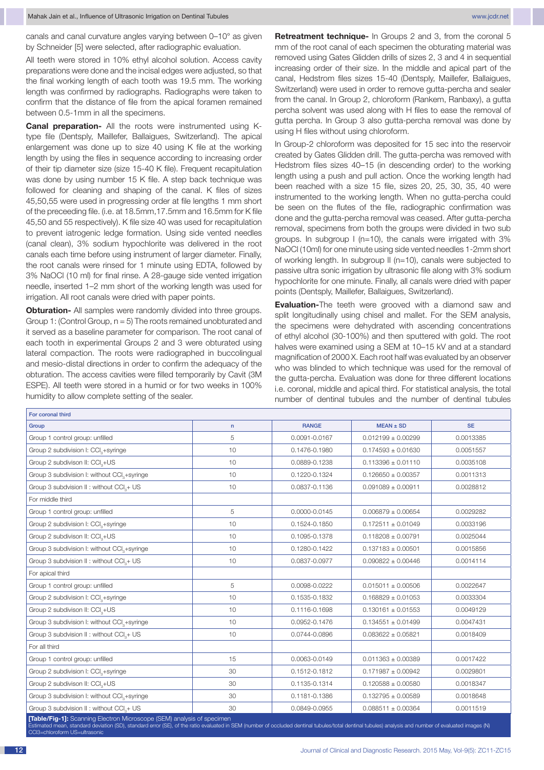canals and canal curvature angles varying between 0–10° as given by Schneider [5] were selected, after radiographic evaluation.

All teeth were stored in 10% ethyl alcohol solution. Access cavity preparations were done and the incisal edges were adjusted, so that the final working length of each tooth was 19.5 mm. The working length was confirmed by radiographs. Radiographs were taken to confirm that the distance of file from the apical foramen remained between 0.5-1mm in all the specimens.

**Canal preparation-** All the roots were instrumented using K-type file (Dentsply, Maillefer, Ballaigues, Switzerland). The apical enlargement was done up to size 40 using K file at the working length by using the files in sequence according to increasing order of their tip diameter size (size 15-40 K file). Frequent recapitulation was done by using number 15 K file. A step back technique was followed for cleaning and shaping of the canal. K files of sizes 45,50,55 were used in progressing order at file lengths 1 mm short of the preceeding file. (i.e. at 18.5mm,17.5mm and 16.5mm for K file 45,50 and 55 respectively). K file size 40 was used for recapitulation to prevent iatrogenic ledge formation. Using side vented needles (canal clean), 3% sodium hypochlorite was delivered in the root canals each time before using instrument of larger diameter. Finally, the root canals were rinsed for 1 minute using EDTA, followed by 3% NaOCl (10 ml) for final rinse. A 28-gauge side vented irrigation needle, inserted 1–2 mm short of the working length was used for irrigation. All root canals were dried with paper points.

**Obturation-** All samples were randomly divided into three groups. Group 1: (Control Group, n = 5) The roots remained unobturated and it served as a baseline parameter for comparison. The root canal of each tooth in experimental Groups 2 and 3 were obturated using lateral compaction. The roots were radiographed in buccolingual and mesio-distal directions in order to confirm the adequacy of the obturation. The access cavities were filled temporarily by Cavit (3M ESPE). All teeth were stored in a humid or for two weeks in 100% humidity to allow complete setting of the sealer.

**Retreatment technique-** In Groups 2 and 3, from the coronal 5 mm of the root canal of each specimen the obturating material was removed using Gates Glidden drills of sizes 2, 3 and 4 in sequential increasing order of their size. In the middle and apical part of the canal, Hedstrom files sizes 15-40 (Dentsply, Maillefer, Ballaigues, Switzerland) were used in order to remove gutta-percha and sealer from the canal. In Group 2, chloroform (Rankem, Ranbaxy), a gutta percha solvent was used along with H files to ease the removal of gutta percha. In Group 3 also gutta-percha removal was done by using H files without using chloroform.

In Group-2 chloroform was deposited for 15 sec into the reservoir created by Gates Glidden drill. The gutta-percha was removed with Hedstrom files sizes 40–15 (in descending order) to the working length using a push and pull action. Once the working length had been reached with a size 15 file, sizes 20, 25, 30, 35, 40 were instrumented to the working length. When no gutta-percha could be seen on the flutes of the file, radiographic confirmation was done and the gutta-percha removal was ceased. After gutta-percha removal, specimens from both the groups were divided in two sub groups. In subgroup I (n=10), the canals were irrigated with 3% NaOCl (10ml) for one minute using side vented needles 1-2mm short of working length. In subgroup II (n=10), canals were subjected to passive ultra sonic irrigation by ultrasonic file along with 3% sodium hypochlorite for one minute. Finally, all canals were dried with paper points (Dentsply, Maillefer, Ballaigues, Switzerland).

**Evaluation-**The teeth were grooved with a diamond saw and split longitudinally using chisel and mallet. For the SEM analysis, the specimens were dehydrated with ascending concentrations of ethyl alcohol (30-100%) and then sputtered with gold. The root halves were examined using a SEM at 10–15 kV and at a standard magnification of 2000 X. Each root half was evaluated by an observer who was blinded to which technique was used for the removal of the gutta-percha. Evaluation was done for three different locations i.e. coronal, middle and apical third. For statistical analysis, the total number of dentinal tubules and the number of dentinal tubules

| For coronal third | | | | |
|---|---|---|---|---|
| Group | n | RANGE | MEAN ± SD | SE |
| Group 1 control group: unfilled | 5 | 0.0091-0.0167 | 0.012199 ± 0.00299 | 0.0013385 |
| Group 2 subdivision I: $CCl_3$+syringe | 10 | 0.1476-0.1980 | 0.174593 ± 0.01630 | 0.0051557 |
| Group 2 subdivison II: $CCl_3$+US | 10 | 0.0889-0.1238 | 0.113396 ± 0.01110 | 0.0035108 |
| Group 3 subdivision I: without $CCl_3$+syringe | 10 | 0.1220-0.1324 | 0.126650 ± 0.00357 | 0.0011313 |
| Group 3 subdvision II : without $CCl_3$+ US | 10 | 0.0837-0.1136 | 0.091089 ± 0.00911 | 0.0028812 |
| For middle third | | | | |
| Group 1 control group: unfilled | 5 | 0.0000-0.0145 | 0.006879 ± 0.00654 | 0.0029282 |
| Group 2 subdivision I: $CCl_3$+syringe | 10 | 0.1524-0.1850 | 0.172511 ± 0.01049 | 0.0033196 |
| Group 2 subdivison II: $CCl_3$+US | 10 | 0.1095-0.1378 | 0.118208 ± 0.00791 | 0.0025044 |
| Group 3 subdivision I: without $CCl_3$+syringe | 10 | 0.1280-0.1422 | 0.137183 ± 0.00501 | 0.0015856 |
| Group 3 subdvision II : without $CCl_3$+ US | 10 | 0.0837-0.0977 | 0.090822 ± 0.00446 | 0.0014114 |
| For apical third | | | | |
| Group 1 control group: unfilled | 5 | 0.0098-0.0222 | 0.015011 ± 0.00506 | 0.0022647 |
| Group 2 subdivision I: $CCl_3$+syringe | 10 | 0.1535-0.1832 | 0.168829 ± 0.01053 | 0.0033304 |
| Group 2 subdivison II: $CCl_3$+US | 10 | 0.1116-0.1698 | 0.130161 ± 0.01553 | 0.0049129 |
| Group 3 subdivision I: without $CCl_3$+syringe | 10 | 0.0952-0.1476 | 0.134551 ± 0.01499 | 0.0047431 |
| Group 3 subdvision II : without $CCl_3$+ US | 10 | 0.0744-0.0896 | 0.083622 ± 0.05821 | 0.0018409 |
| For all third | | | | |
| Group 1 control group: unfilled | 15 | 0.0063-0.0149 | 0.011363 ± 0.00389 | 0.0017422 |
| Group 2 subdivision I: $CCl_3$+syringe | 30 | 0.1512-0.1812 | 0.171987 ± 0.00942 | 0.0029801 |
| Group 2 subdivison II: $CCl_3$+US | 30 | 0.1135-0.1314 | 0.120588 ± 0.00580 | 0.0018347 |
| Group 3 subdivision I: without $CCl_3$+syringe | 30 | 0.1181-0.1386 | 0.132795 ± 0.00589 | 0.0018648 |
| Group 3 subdvision II : without $CCl_3$+ US | 30 | 0.0849-0.0955 | 0.088511 ± 0.00364 | 0.0011519 |

**[Table/Fig-1]:** Scanning Electron Microscope (SEM) analysis of specimen
Estimated mean, standard deviation (SD), standard error (SE), of the ratio evaluated in SEM (number of occluded dentinal tubules/total dentinal tubules) analysis and number of evaluated images (N)
CCl3=chloroform US=ultrasonic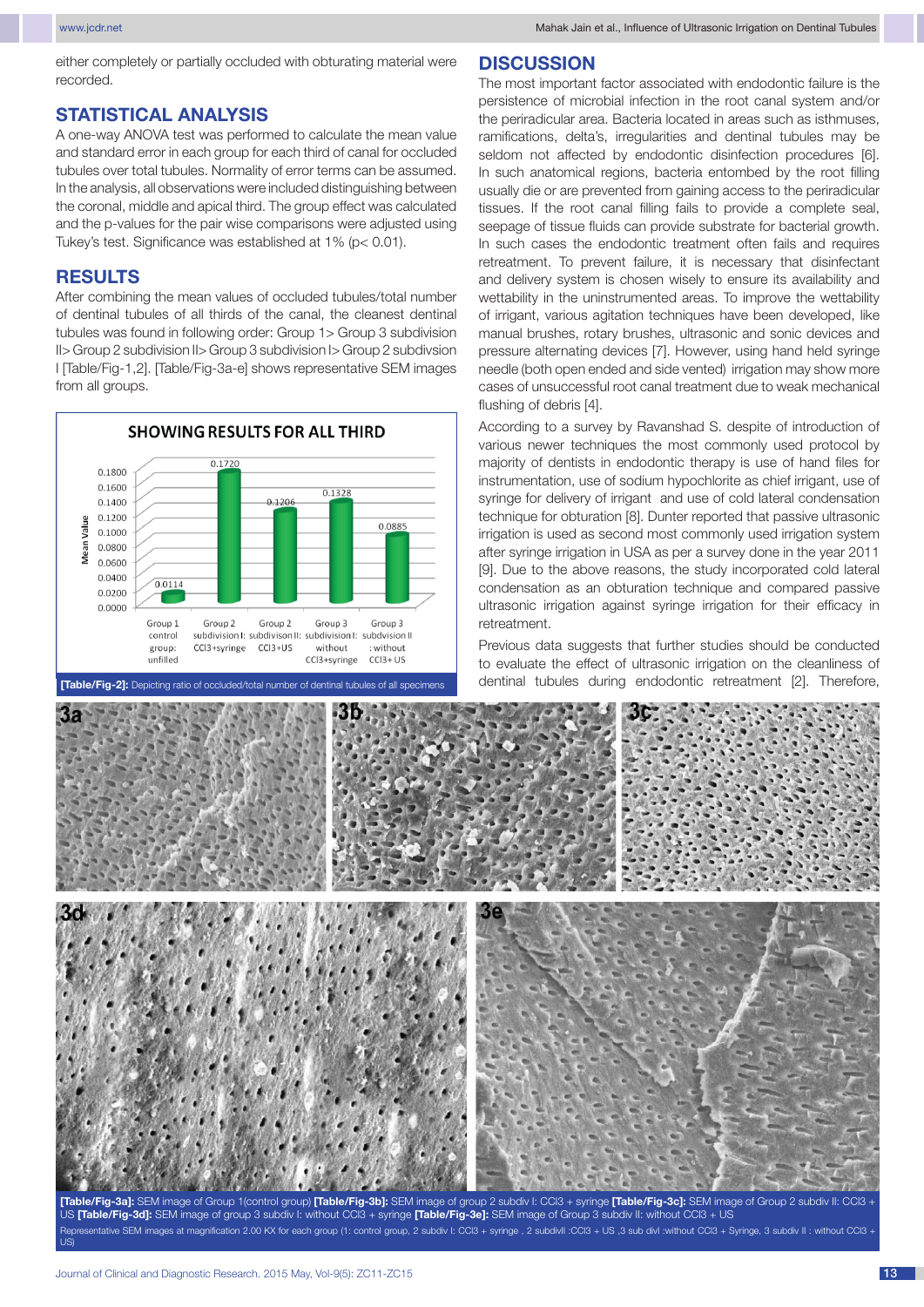either completely or partially occluded with obturating material were recorded.

## STATISTICAL ANALYSIS

A one-way ANOVA test was performed to calculate the mean value and standard error in each group for each third of canal for occluded tubules over total tubules. Normality of error terms can be assumed. In the analysis, all observations were included distinguishing between the coronal, middle and apical third. The group effect was calculated and the p-values for the pair wise comparisons were adjusted using Tukey's test. Significance was established at 1% (p< 0.01).

## RESULTS

After combining the mean values of occluded tubules/total number of dentinal tubules of all thirds of the canal, the cleanest dentinal tubules was found in following order: Group 1> Group 3 subdivision II> Group 2 subdivision II> Group 3 subdivision I> Group 2 subdivsion I [Table/Fig-1,2]. [Table/Fig-3a-e] shows representative SEM images from all groups.

SHOWING RESULTS FOR ALL THIRD

| Group | Mean Value |
|---|---|
| Group 1 control group: unfilled | 0.0114 |
| Group 2 subdivision I: CCl3+syringe | 0.1720 |
| Group 2 subdivison II: CCl3+US | 0.1206 |
| Group 3 subdivision I: without CCl3+syringe | 0.1328 |
| Group 3 subdvision II : without CCl3+ US | 0.0885 |

**[Table/Fig-2]:** Depicting ratio of occluded/total number of dentinal tubules of all specimens

## DISCUSSION

The most important factor associated with endodontic failure is the persistence of microbial infection in the root canal system and/or the periradicular area. Bacteria located in areas such as isthmuses, ramifications, delta's, irregularities and dentinal tubules may be seldom not affected by endodontic disinfection procedures [6]. In such anatomical regions, bacteria entombed by the root filling usually die or are prevented from gaining access to the periradicular tissues. If the root canal filling fails to provide a complete seal, seepage of tissue fluids can provide substrate for bacterial growth. In such cases the endodontic treatment often fails and requires retreatment. To prevent failure, it is necessary that disinfectant and delivery system is chosen wisely to ensure its availability and wettability in the uninstrumented areas. To improve the wettability of irrigant, various agitation techniques have been developed, like manual brushes, rotary brushes, ultrasonic and sonic devices and pressure alternating devices [7]. However, using hand held syringe needle (both open ended and side vented) irrigation may show more cases of unsuccessful root canal treatment due to weak mechanical flushing of debris [4].

According to a survey by Ravanshad S. despite of introduction of various newer techniques the most commonly used protocol by majority of dentists in endodontic therapy is use of hand files for instrumentation, use of sodium hypochlorite as chief irrigant, use of syringe for delivery of irrigant and use of cold lateral condensation technique for obturation [8]. Dunter reported that passive ultrasonic irrigation is used as second most commonly used irrigation system after syringe irrigation in USA as per a survey done in the year 2011 [9]. Due to the above reasons, the study incorporated cold lateral condensation as an obturation technique and compared passive ultrasonic irrigation against syringe irrigation for their efficacy in retreatment.

Previous data suggests that further studies should be conducted to evaluate the effect of ultrasonic irrigation on the cleanliness of dentinal tubules during endodontic retreatment [2]. Therefore,

**[Table/Fig-3a]:** SEM image of Group 1(control group) **[Table/Fig-3b]:** SEM image of group 2 subdiv I: CCl3 + syringe **[Table/Fig-3c]:** SEM image of Group 2 subdiv II: CCl3 + US **[Table/Fig-3d]:** SEM image of group 3 subdiv I: without CCl3 + syringe **[Table/Fig-3e]:** SEM image of Group 3 subdiv II: without CCl3 + US

Representative SEM images at magnification 2.00 KX for each group (1: control group, 2 subdiv I: CCl3 + syringe , 2 subdivII :CCl3 + US ,3 sub divI :without CCl3 + Syringe, 3 subdiv II : without CCl3 + US)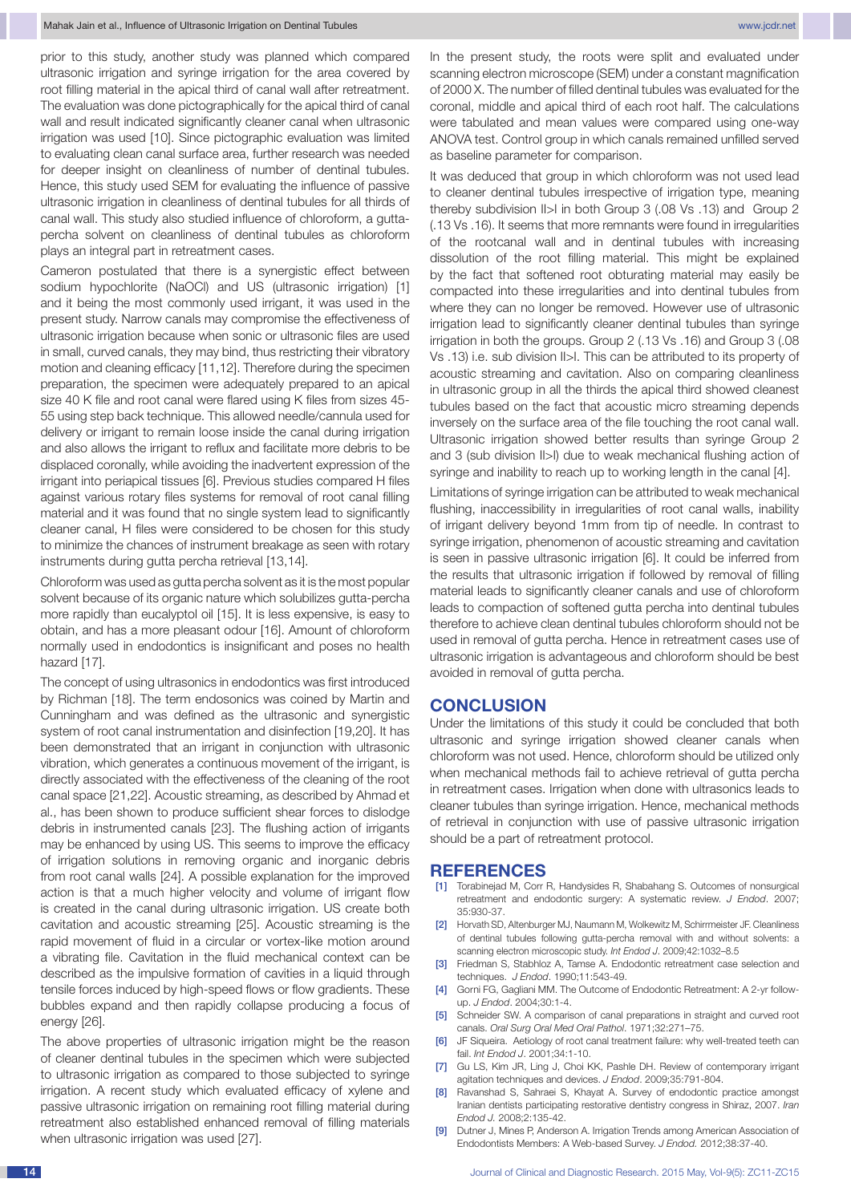prior to this study, another study was planned which compared ultrasonic irrigation and syringe irrigation for the area covered by root filling material in the apical third of canal wall after retreatment. The evaluation was done pictographically for the apical third of canal wall and result indicated significantly cleaner canal when ultrasonic irrigation was used [10]. Since pictographic evaluation was limited to evaluating clean canal surface area, further research was needed for deeper insight on cleanliness of number of dentinal tubules. Hence, this study used SEM for evaluating the influence of passive ultrasonic irrigation in cleanliness of dentinal tubules for all thirds of canal wall. This study also studied influence of chloroform, a gutta-percha solvent on cleanliness of dentinal tubules as chloroform plays an integral part in retreatment cases.

Cameron postulated that there is a synergistic effect between sodium hypochlorite (NaOCl) and US (ultrasonic irrigation) [1] and it being the most commonly used irrigant, it was used in the present study. Narrow canals may compromise the effectiveness of ultrasonic irrigation because when sonic or ultrasonic files are used in small, curved canals, they may bind, thus restricting their vibratory motion and cleaning efficacy [11,12]. Therefore during the specimen preparation, the specimen were adequately prepared to an apical size 40 K file and root canal were flared using K files from sizes 45-55 using step back technique. This allowed needle/cannula used for delivery or irrigant to remain loose inside the canal during irrigation and also allows the irrigant to reflux and facilitate more debris to be displaced coronally, while avoiding the inadvertent expression of the irrigant into periapical tissues [6]. Previous studies compared H files against various rotary files systems for removal of root canal filling material and it was found that no single system lead to significantly cleaner canal, H files were considered to be chosen for this study to minimize the chances of instrument breakage as seen with rotary instruments during gutta percha retrieval [13,14].

Chloroform was used as gutta percha solvent as it is the most popular solvent because of its organic nature which solubilizes gutta-percha more rapidly than eucalyptol oil [15]. It is less expensive, is easy to obtain, and has a more pleasant odour [16]. Amount of chloroform normally used in endodontics is insignificant and poses no health hazard [17].

The concept of using ultrasonics in endodontics was first introduced by Richman [18]. The term endosonics was coined by Martin and Cunningham and was defined as the ultrasonic and synergistic system of root canal instrumentation and disinfection [19,20]. It has been demonstrated that an irrigant in conjunction with ultrasonic vibration, which generates a continuous movement of the irrigant, is directly associated with the effectiveness of the cleaning of the root canal space [21,22]. Acoustic streaming, as described by Ahmad et al., has been shown to produce sufficient shear forces to dislodge debris in instrumented canals [23]. The flushing action of irrigants may be enhanced by using US. This seems to improve the efficacy of irrigation solutions in removing organic and inorganic debris from root canal walls [24]. A possible explanation for the improved action is that a much higher velocity and volume of irrigant flow is created in the canal during ultrasonic irrigation. US create both cavitation and acoustic streaming [25]. Acoustic streaming is the rapid movement of fluid in a circular or vortex-like motion around a vibrating file. Cavitation in the fluid mechanical context can be described as the impulsive formation of cavities in a liquid through tensile forces induced by high-speed flows or flow gradients. These bubbles expand and then rapidly collapse producing a focus of energy [26].

The above properties of ultrasonic irrigation might be the reason of cleaner dentinal tubules in the specimen which were subjected to ultrasonic irrigation as compared to those subjected to syringe irrigation. A recent study which evaluated efficacy of xylene and passive ultrasonic irrigation on remaining root filling material during retreatment also established enhanced removal of filling materials when ultrasonic irrigation was used [27].

In the present study, the roots were split and evaluated under scanning electron microscope (SEM) under a constant magnification of 2000 X. The number of filled dentinal tubules was evaluated for the coronal, middle and apical third of each root half. The calculations were tabulated and mean values were compared using one-way ANOVA test. Control group in which canals remained unfilled served as baseline parameter for comparison.

It was deduced that group in which chloroform was not used lead to cleaner dentinal tubules irrespective of irrigation type, meaning thereby subdivision II>I in both Group 3 (.08 Vs .13) and Group 2 (.13 Vs .16). It seems that more remnants were found in irregularities of the rootcanal wall and in dentinal tubules with increasing dissolution of the root filling material. This might be explained by the fact that softened root obturating material may easily be compacted into these irregularities and into dentinal tubules from where they can no longer be removed. However use of ultrasonic irrigation lead to significantly cleaner dentinal tubules than syringe irrigation in both the groups. Group 2 (.13 Vs .16) and Group 3 (.08 Vs .13) i.e. sub division II>I. This can be attributed to its property of acoustic streaming and cavitation. Also on comparing cleanliness in ultrasonic group in all the thirds the apical third showed cleanest tubules based on the fact that acoustic micro streaming depends inversely on the surface area of the file touching the root canal wall. Ultrasonic irrigation showed better results than syringe Group 2 and 3 (sub division II>I) due to weak mechanical flushing action of syringe and inability to reach up to working length in the canal [4].

Limitations of syringe irrigation can be attributed to weak mechanical flushing, inaccessibility in irregularities of root canal walls, inability of irrigant delivery beyond 1mm from tip of needle. In contrast to syringe irrigation, phenomenon of acoustic streaming and cavitation is seen in passive ultrasonic irrigation [6]. It could be inferred from the results that ultrasonic irrigation if followed by removal of filling material leads to significantly cleaner canals and use of chloroform leads to compaction of softened gutta percha into dentinal tubules therefore to achieve clean dentinal tubules chloroform should not be used in removal of gutta percha. Hence in retreatment cases use of ultrasonic irrigation is advantageous and chloroform should be best avoided in removal of gutta percha.

## CONCLUSION

Under the limitations of this study it could be concluded that both ultrasonic and syringe irrigation showed cleaner canals when chloroform was not used. Hence, chloroform should be utilized only when mechanical methods fail to achieve retrieval of gutta percha in retreatment cases. Irrigation when done with ultrasonics leads to cleaner tubules than syringe irrigation. Hence, mechanical methods of retrieval in conjunction with use of passive ultrasonic irrigation should be a part of retreatment protocol.

## REFERENCES

[1] Torabinejad M, Corr R, Handysides R, Shabahang S. Outcomes of nonsurgical retreatment and endodontic surgery: A systematic review. *J Endod*. 2007; 35:930-37.

[2] Horvath SD, Altenburger MJ, Naumann M, Wolkewitz M, Schirrmeister JF. Cleanliness of dentinal tubules following gutta-percha removal with and without solvents: a scanning electron microscopic study. *Int Endod J*. 2009;42:1032–8.5

[3] Friedman S, Stabhloz A, Tamse A. Endodontic retreatment case selection and techniques. *J Endod*. 1990;11:543-49.

[4] Gorni FG, Gagliani MM. The Outcome of Endodontic Retreatment: A 2-yr follow-up. *J Endod*. 2004;30:1-4.

[5] Schneider SW. A comparison of canal preparations in straight and curved root canals. *Oral Surg Oral Med Oral Pathol*. 1971;32:271–75.

[6] JF Siqueira. Aetiology of root canal treatment failure: why well-treated teeth can fail. *Int Endod J*. 2001;34:1-10.

[7] Gu LS, Kim JR, Ling J, Choi KK, Pashle DH. Review of contemporary irrigant agitation techniques and devices. *J Endod*. 2009;35:791-804.

[8] Ravanshad S, Sahraei S, Khayat A. Survey of endodontic practice amongst Iranian dentists participating restorative dentistry congress in Shiraz, 2007. *Iran Endod J*. 2008;2:135-42.

[9] Dutner J, Mines P, Anderson A. Irrigation Trends among American Association of Endodontists Members: A Web-based Survey. *J Endod.* 2012;38:37-40.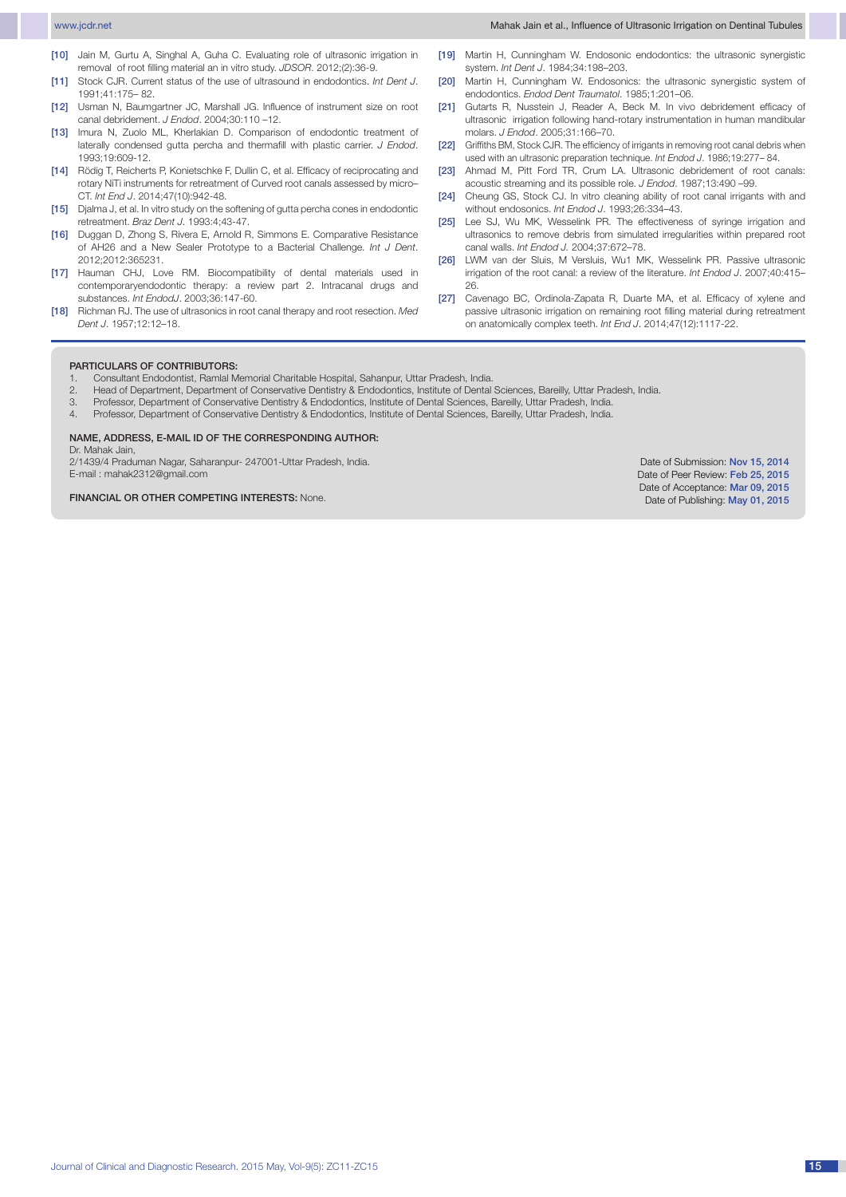[10] Jain M, Gurtu A, Singhal A, Guha C. Evaluating role of ultrasonic irrigation in removal of root filling material an in vitro study. *JDSOR*. 2012;(2):36-9.

[11] Stock CJR. Current status of the use of ultrasound in endodontics. *Int Dent J*. 1991;41:175– 82.

[12] Usman N, Baumgartner JC, Marshall JG. Influence of instrument size on root canal debridement. *J Endod*. 2004;30:110 –12.

[13] Imura N, Zuolo ML, Kherlakian D. Comparison of endodontic treatment of laterally condensed gutta percha and thermafill with plastic carrier. *J Endod*. 1993;19:609-12.

[14] Rödig T, Reicherts P, Konietschke F, Dullin C, et al. Efficacy of reciprocating and rotary NiTi instruments for retreatment of Curved root canals assessed by micro–CT. *Int End J*. 2014;47(10):942-48.

[15] Djalma J, et al. In vitro study on the softening of gutta percha cones in endodontic retreatment. *Braz Dent J*. 1993:4;43-47.

[16] Duggan D, Zhong S, Rivera E, Arnold R, Simmons E. Comparative Resistance of AH26 and a New Sealer Prototype to a Bacterial Challenge. *Int J Dent*. 2012;2012:365231.

[17] Hauman CHJ, Love RM. Biocompatibility of dental materials used in contemporaryendodontic therapy: a review part 2. Intracanal drugs and substances. *Int EndodJ*. 2003;36:147-60.

[18] Richman RJ. The use of ultrasonics in root canal therapy and root resection. *Med Dent J*. 1957;12:12–18.

[19] Martin H, Cunningham W. Endosonic endodontics: the ultrasonic synergistic system. *Int Dent J*. 1984;34:198–203.

[20] Martin H, Cunningham W. Endosonics: the ultrasonic synergistic system of endodontics. *Endod Dent Traumatol*. 1985;1:201–06.

[21] Gutarts R, Nusstein J, Reader A, Beck M. In vivo debridement efficacy of ultrasonic irrigation following hand-rotary instrumentation in human mandibular molars. *J Endod*. 2005;31:166–70.

[22] Griffiths BM, Stock CJR. The efficiency of irrigants in removing root canal debris when used with an ultrasonic preparation technique. *Int Endod J*. 1986;19:277– 84.

[23] Ahmad M, Pitt Ford TR, Crum LA. Ultrasonic debridement of root canals: acoustic streaming and its possible role. *J Endod*. 1987;13:490 –99.

[24] Cheung GS, Stock CJ. In vitro cleaning ability of root canal irrigants with and without endosonics. *Int Endod J*. 1993;26:334–43.

[25] Lee SJ, Wu MK, Wesselink PR. The effectiveness of syringe irrigation and ultrasonics to remove debris from simulated irregularities within prepared root canal walls. *Int Endod J*. 2004;37:672–78.

[26] LWM van der Sluis, M Versluis, Wu1 MK, Wesselink PR. Passive ultrasonic irrigation of the root canal: a review of the literature. *Int Endod J*. 2007;40:415–26.

[27] Cavenago BC, Ordinola-Zapata R, Duarte MA, et al. Efficacy of xylene and passive ultrasonic irrigation on remaining root filling material during retreatment on anatomically complex teeth. *Int End J*. 2014;47(12):1117-22.

**PARTICULARS OF CONTRIBUTORS:**

1. Consultant Endodontist, Ramlal Memorial Charitable Hospital, Sahanpur, Uttar Pradesh, India.
2. Head of Department, Department of Conservative Dentistry & Endodontics, Institute of Dental Sciences, Bareilly, Uttar Pradesh, India.
3. Professor, Department of Conservative Dentistry & Endodontics, Institute of Dental Sciences, Bareilly, Uttar Pradesh, India.
4. Professor, Department of Conservative Dentistry & Endodontics, Institute of Dental Sciences, Bareilly, Uttar Pradesh, India.

**NAME, ADDRESS, E-MAIL ID OF THE CORRESPONDING AUTHOR:**

Dr. Mahak Jain,
2/1439/4 Praduman Nagar, Saharanpur- 247001-Uttar Pradesh, India.
E-mail : mahak2312@gmail.com

**FINANCIAL OR OTHER COMPETING INTERESTS:** None.

Date of Submission: Nov 15, 2014
Date of Peer Review: Feb 25, 2015
Date of Acceptance: Mar 09, 2015
Date of Publishing: May 01, 2015